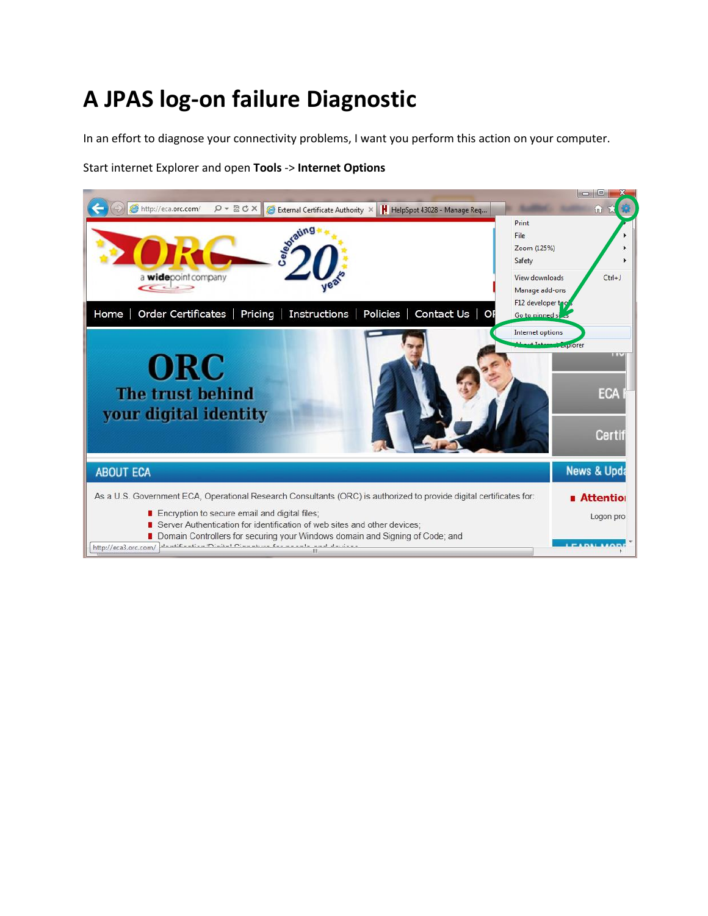# A JPAS log-on failure Diagnostic

In an effort to diagnose your connectivity problems, I want you perform this action on your computer.

Start internet Explorer and open **Tools** -> **Internet Options**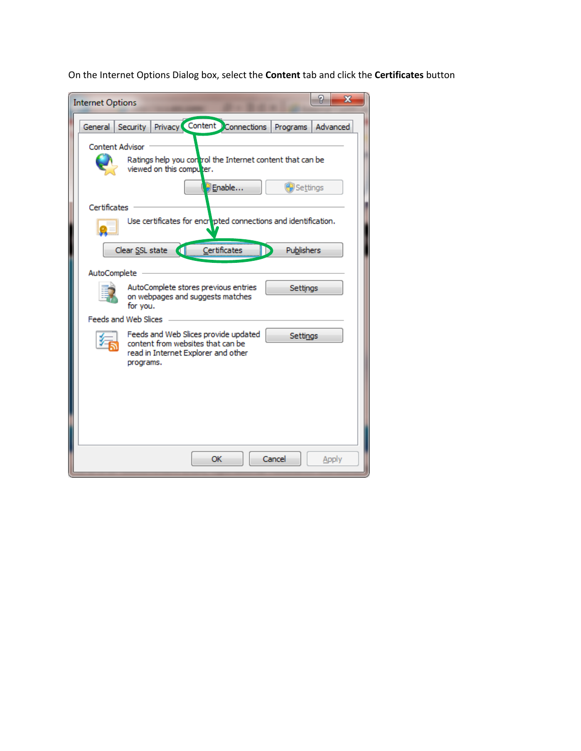On the Internet Options Dialog box, select the **Content** tab and click the **Certificates** button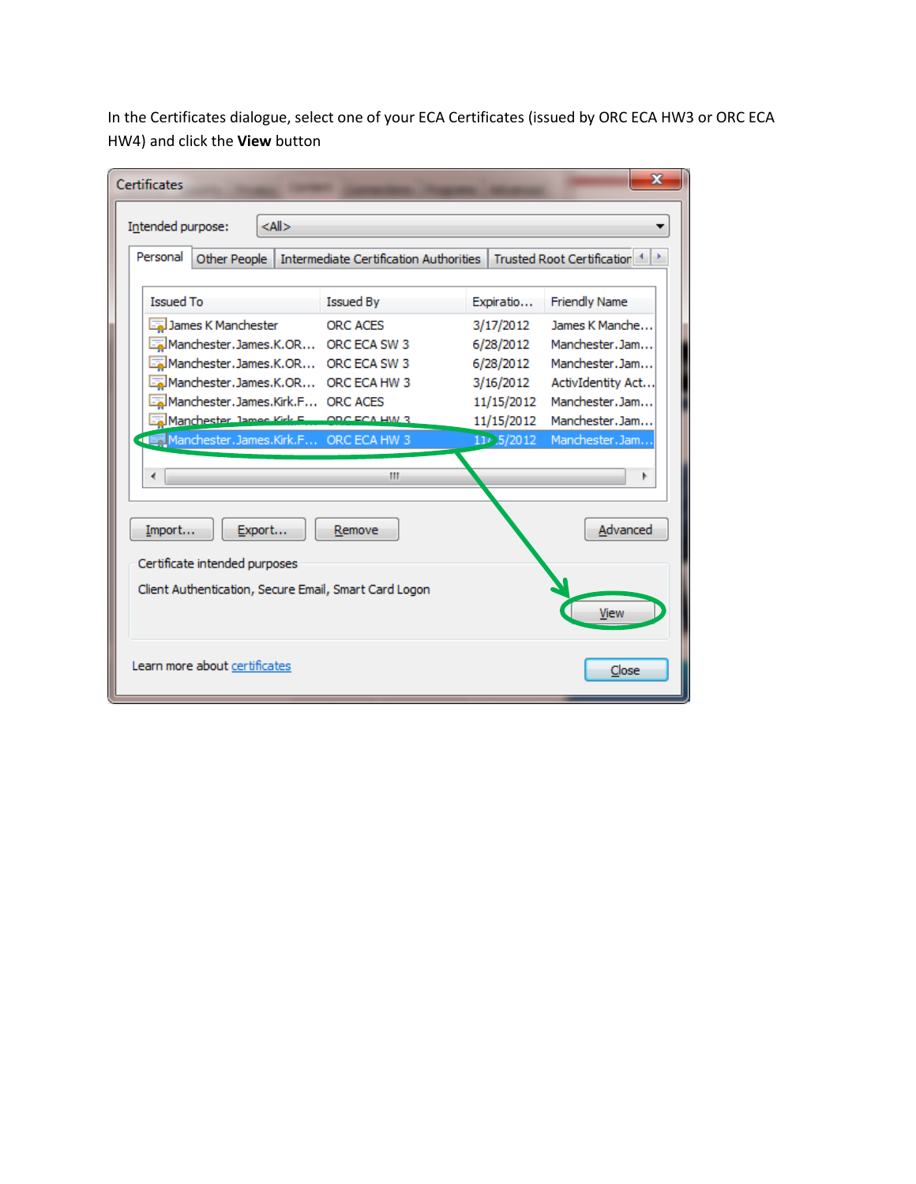In the Certificates dialogue, select one of your ECA Certificates (issued by ORC ECA HW3 or ORC ECA HW4) and click the **View** button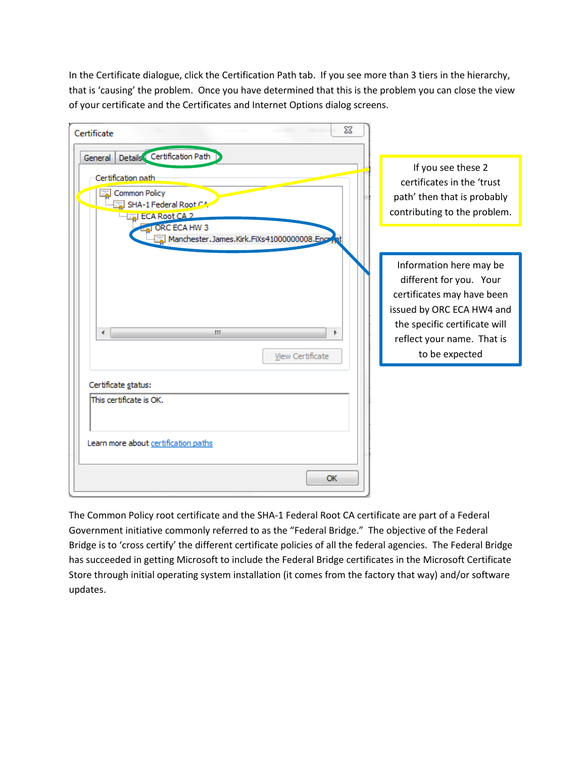In the Certificate dialogue, click the Certification Path tab. If you see more than 3 tiers in the hierarchy, that is 'causing' the problem. Once you have determined that this is the problem you can close the view of your certificate and the Certificates and Internet Options dialog screens.

If you see these 2 certificates in the 'trust path' then that is probably contributing to the problem.

Information here may be different for you. Your certificates may have been issued by ORC ECA HW4 and the specific certificate will reflect your name. That is to be expected

The Common Policy root certificate and the SHA-1 Federal Root CA certificate are part of a Federal Government initiative commonly referred to as the "Federal Bridge." The objective of the Federal Bridge is to 'cross certify' the different certificate policies of all the federal agencies. The Federal Bridge has succeeded in getting Microsoft to include the Federal Bridge certificates in the Microsoft Certificate Store through initial operating system installation (it comes from the factory that way) and/or software updates.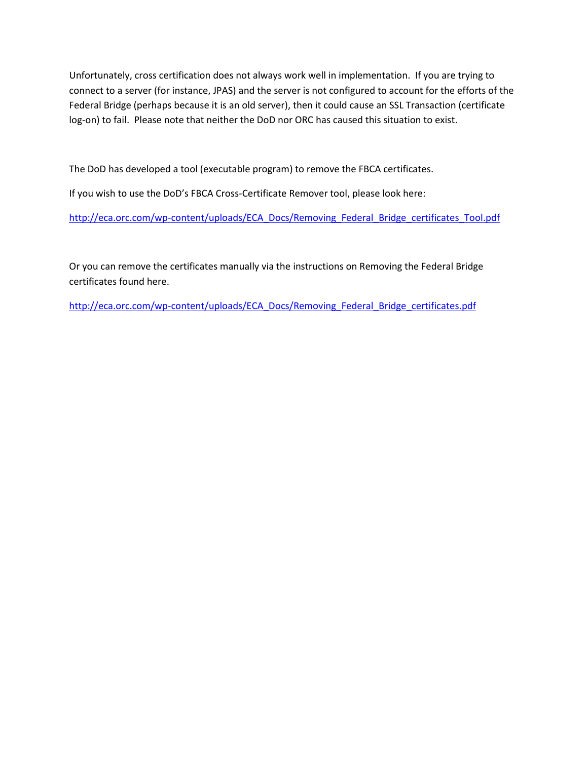Unfortunately, cross certification does not always work well in implementation. If you are trying to connect to a server (for instance, JPAS) and the server is not configured to account for the efforts of the Federal Bridge (perhaps because it is an old server), then it could cause an SSL Transaction (certificate log-on) to fail. Please note that neither the DoD nor ORC has caused this situation to exist.

The DoD has developed a tool (executable program) to remove the FBCA certificates.

If you wish to use the DoD's FBCA Cross-Certificate Remover tool, please look here:

http://eca.orc.com/wp-content/uploads/ECA_Docs/Removing_Federal_Bridge_certificates_Tool.pdf

Or you can remove the certificates manually via the instructions on Removing the Federal Bridge certificates found here.

http://eca.orc.com/wp-content/uploads/ECA_Docs/Removing_Federal_Bridge_certificates.pdf